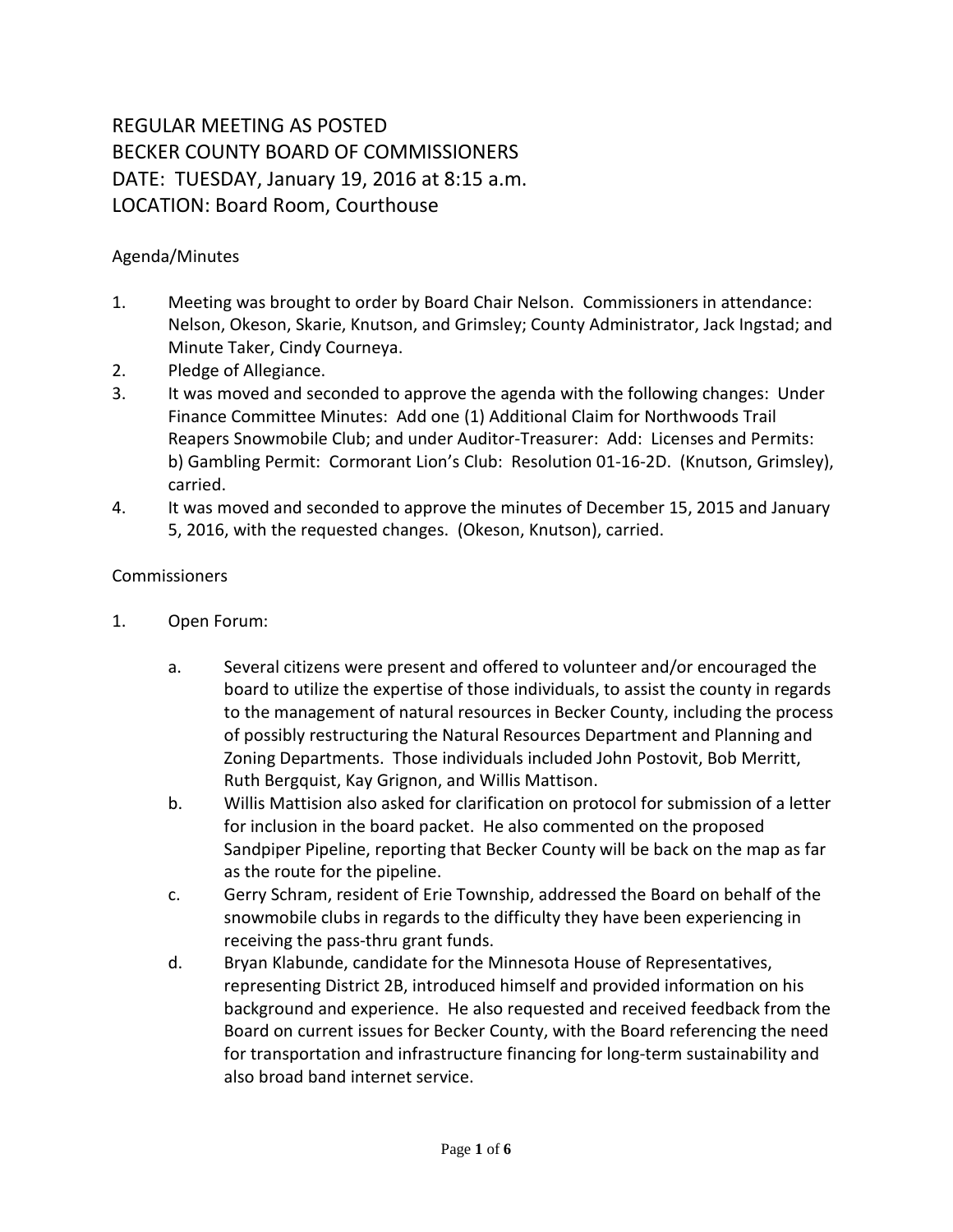# REGULAR MEETING AS POSTED
# BECKER COUNTY BOARD OF COMMISSIONERS
# DATE: TUESDAY, January 19, 2016 at 8:15 a.m.
# LOCATION: Board Room, Courthouse

Agenda/Minutes

1. Meeting was brought to order by Board Chair Nelson. Commissioners in attendance: Nelson, Okeson, Skarie, Knutson, and Grimsley; County Administrator, Jack Ingstad; and Minute Taker, Cindy Courneya.
2. Pledge of Allegiance.
3. It was moved and seconded to approve the agenda with the following changes: Under Finance Committee Minutes: Add one (1) Additional Claim for Northwoods Trail Reapers Snowmobile Club; and under Auditor-Treasurer: Add: Licenses and Permits: b) Gambling Permit: Cormorant Lion's Club: Resolution 01-16-2D. (Knutson, Grimsley), carried.
4. It was moved and seconded to approve the minutes of December 15, 2015 and January 5, 2016, with the requested changes. (Okeson, Knutson), carried.

Commissioners

1. Open Forum:

   a. Several citizens were present and offered to volunteer and/or encouraged the board to utilize the expertise of those individuals, to assist the county in regards to the management of natural resources in Becker County, including the process of possibly restructuring the Natural Resources Department and Planning and Zoning Departments. Those individuals included John Postovit, Bob Merritt, Ruth Bergquist, Kay Grignon, and Willis Mattison.
   b. Willis Mattision also asked for clarification on protocol for submission of a letter for inclusion in the board packet. He also commented on the proposed Sandpiper Pipeline, reporting that Becker County will be back on the map as far as the route for the pipeline.
   c. Gerry Schram, resident of Erie Township, addressed the Board on behalf of the snowmobile clubs in regards to the difficulty they have been experiencing in receiving the pass-thru grant funds.
   d. Bryan Klabunde, candidate for the Minnesota House of Representatives, representing District 2B, introduced himself and provided information on his background and experience. He also requested and received feedback from the Board on current issues for Becker County, with the Board referencing the need for transportation and infrastructure financing for long-term sustainability and also broad band internet service.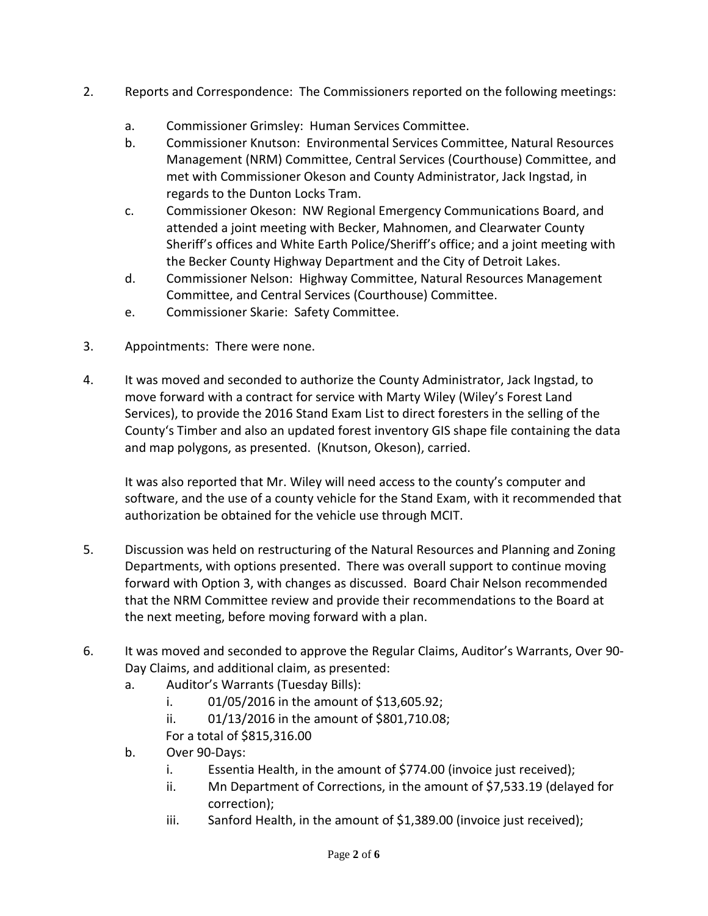2. Reports and Correspondence: The Commissioners reported on the following meetings:

    a. Commissioner Grimsley: Human Services Committee.
    b. Commissioner Knutson: Environmental Services Committee, Natural Resources Management (NRM) Committee, Central Services (Courthouse) Committee, and met with Commissioner Okeson and County Administrator, Jack Ingstad, in regards to the Dunton Locks Tram.
    c. Commissioner Okeson: NW Regional Emergency Communications Board, and attended a joint meeting with Becker, Mahnomen, and Clearwater County Sheriff's offices and White Earth Police/Sheriff's office; and a joint meeting with the Becker County Highway Department and the City of Detroit Lakes.
    d. Commissioner Nelson: Highway Committee, Natural Resources Management Committee, and Central Services (Courthouse) Committee.
    e. Commissioner Skarie: Safety Committee.

3. Appointments: There were none.

4. It was moved and seconded to authorize the County Administrator, Jack Ingstad, to move forward with a contract for service with Marty Wiley (Wiley's Forest Land Services), to provide the 2016 Stand Exam List to direct foresters in the selling of the County's Timber and also an updated forest inventory GIS shape file containing the data and map polygons, as presented. (Knutson, Okeson), carried.

    It was also reported that Mr. Wiley will need access to the county's computer and software, and the use of a county vehicle for the Stand Exam, with it recommended that authorization be obtained for the vehicle use through MCIT.

5. Discussion was held on restructuring of the Natural Resources and Planning and Zoning Departments, with options presented. There was overall support to continue moving forward with Option 3, with changes as discussed. Board Chair Nelson recommended that the NRM Committee review and provide their recommendations to the Board at the next meeting, before moving forward with a plan.

6. It was moved and seconded to approve the Regular Claims, Auditor's Warrants, Over 90-Day Claims, and additional claim, as presented:
    a. Auditor's Warrants (Tuesday Bills):
        i. 01/05/2016 in the amount of $13,605.92;
        ii. 01/13/2016 in the amount of $801,710.08;

        For a total of $815,316.00
    b. Over 90-Days:
        i. Essentia Health, in the amount of $774.00 (invoice just received);
        ii. Mn Department of Corrections, in the amount of $7,533.19 (delayed for correction);
        iii. Sanford Health, in the amount of $1,389.00 (invoice just received);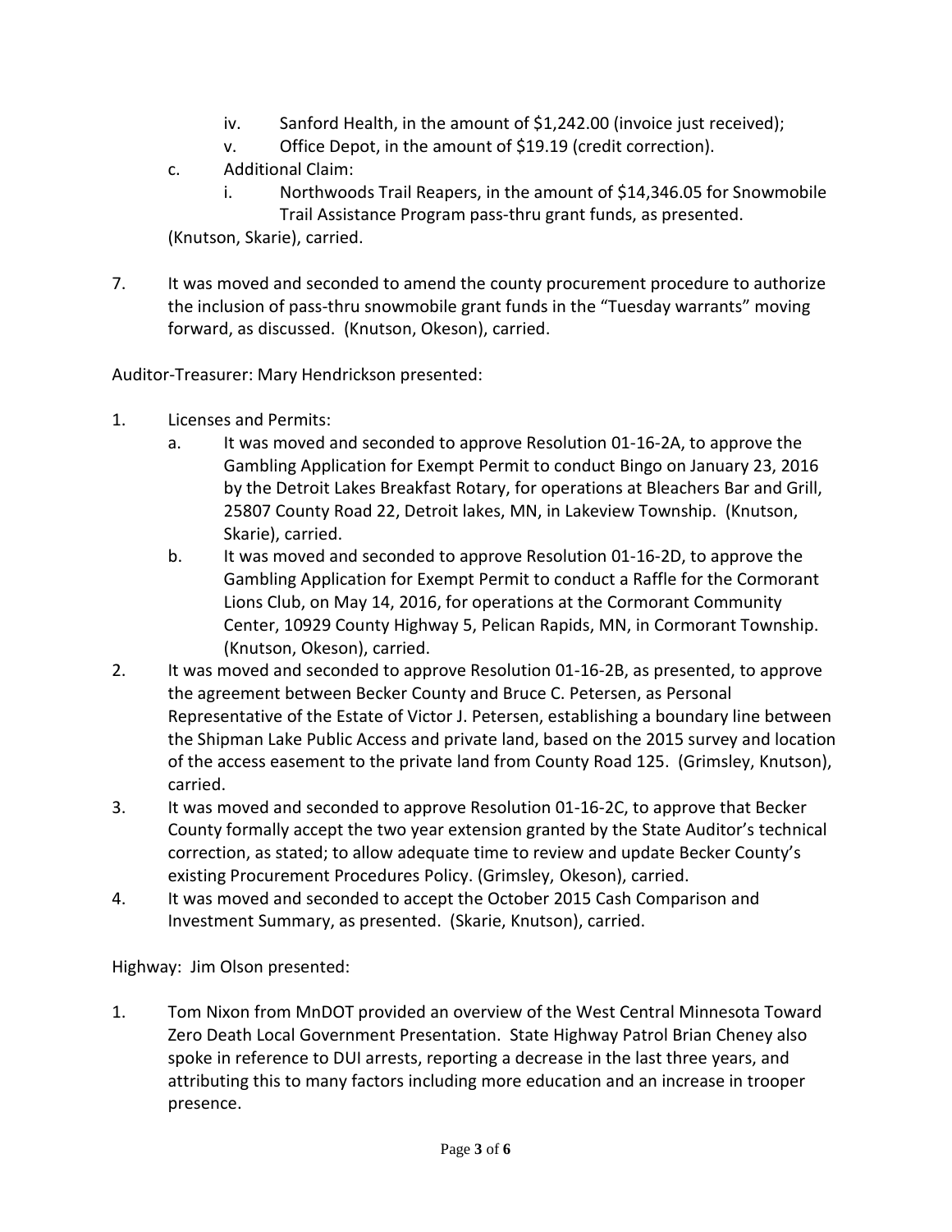iv. Sanford Health, in the amount of $1,242.00 (invoice just received);
        v. Office Depot, in the amount of $19.19 (credit correction).
    c. Additional Claim:
        i. Northwoods Trail Reapers, in the amount of $14,346.05 for Snowmobile Trail Assistance Program pass-thru grant funds, as presented.

    (Knutson, Skarie), carried.

7. It was moved and seconded to amend the county procurement procedure to authorize the inclusion of pass-thru snowmobile grant funds in the "Tuesday warrants" moving forward, as discussed. (Knutson, Okeson), carried.

Auditor-Treasurer: Mary Hendrickson presented:

1. Licenses and Permits:
    a. It was moved and seconded to approve Resolution 01-16-2A, to approve the Gambling Application for Exempt Permit to conduct Bingo on January 23, 2016 by the Detroit Lakes Breakfast Rotary, for operations at Bleachers Bar and Grill, 25807 County Road 22, Detroit lakes, MN, in Lakeview Township. (Knutson, Skarie), carried.
    b. It was moved and seconded to approve Resolution 01-16-2D, to approve the Gambling Application for Exempt Permit to conduct a Raffle for the Cormorant Lions Club, on May 14, 2016, for operations at the Cormorant Community Center, 10929 County Highway 5, Pelican Rapids, MN, in Cormorant Township. (Knutson, Okeson), carried.
2. It was moved and seconded to approve Resolution 01-16-2B, as presented, to approve the agreement between Becker County and Bruce C. Petersen, as Personal Representative of the Estate of Victor J. Petersen, establishing a boundary line between the Shipman Lake Public Access and private land, based on the 2015 survey and location of the access easement to the private land from County Road 125. (Grimsley, Knutson), carried.
3. It was moved and seconded to approve Resolution 01-16-2C, to approve that Becker County formally accept the two year extension granted by the State Auditor's technical correction, as stated; to allow adequate time to review and update Becker County's existing Procurement Procedures Policy. (Grimsley, Okeson), carried.
4. It was moved and seconded to accept the October 2015 Cash Comparison and Investment Summary, as presented. (Skarie, Knutson), carried.

Highway: Jim Olson presented:

1. Tom Nixon from MnDOT provided an overview of the West Central Minnesota Toward Zero Death Local Government Presentation. State Highway Patrol Brian Cheney also spoke in reference to DUI arrests, reporting a decrease in the last three years, and attributing this to many factors including more education and an increase in trooper presence.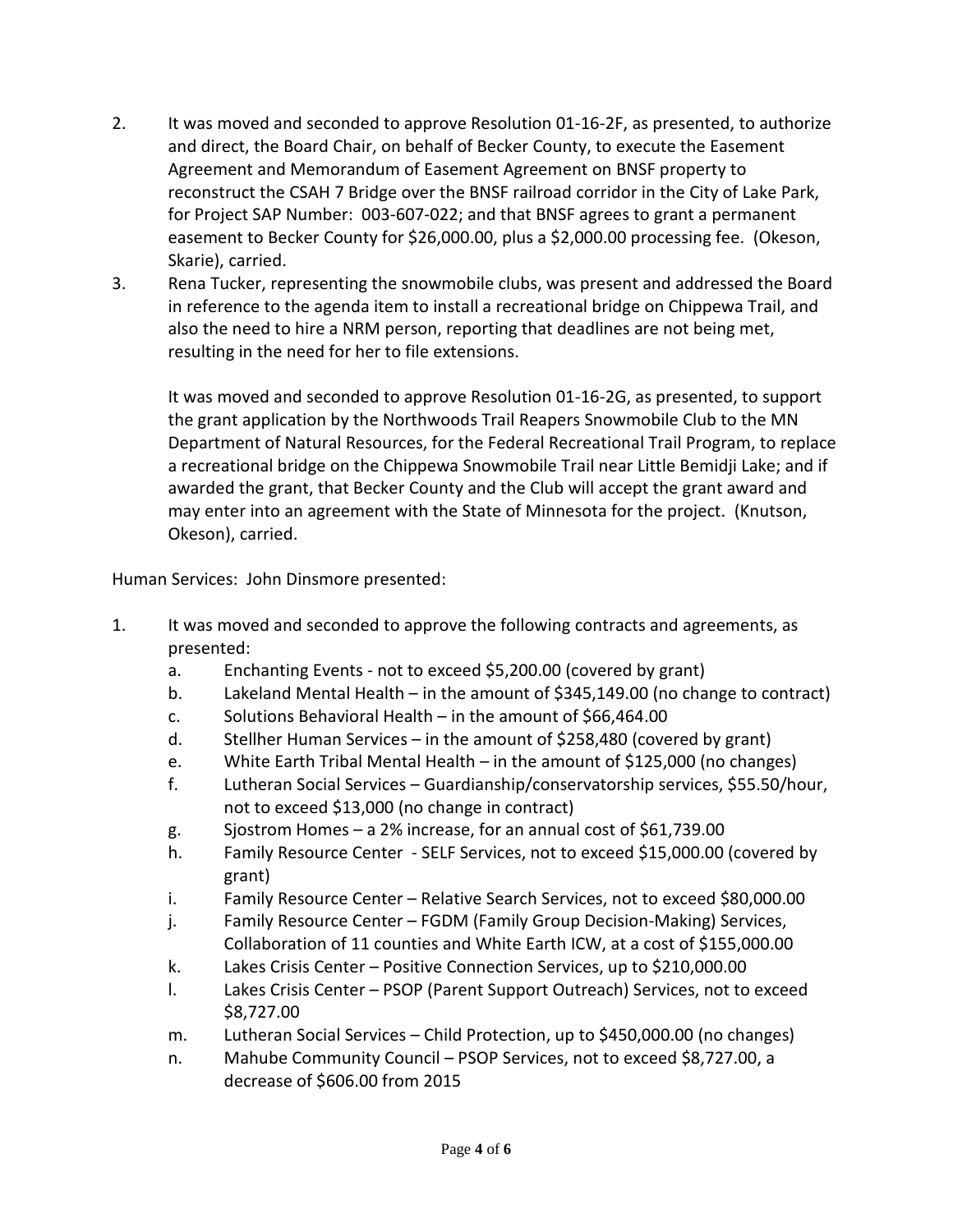2. It was moved and seconded to approve Resolution 01-16-2F, as presented, to authorize and direct, the Board Chair, on behalf of Becker County, to execute the Easement Agreement and Memorandum of Easement Agreement on BNSF property to reconstruct the CSAH 7 Bridge over the BNSF railroad corridor in the City of Lake Park, for Project SAP Number: 003-607-022; and that BNSF agrees to grant a permanent easement to Becker County for $26,000.00, plus a $2,000.00 processing fee. (Okeson, Skarie), carried.

3. Rena Tucker, representing the snowmobile clubs, was present and addressed the Board in reference to the agenda item to install a recreational bridge on Chippewa Trail, and also the need to hire a NRM person, reporting that deadlines are not being met, resulting in the need for her to file extensions.

   It was moved and seconded to approve Resolution 01-16-2G, as presented, to support the grant application by the Northwoods Trail Reapers Snowmobile Club to the MN Department of Natural Resources, for the Federal Recreational Trail Program, to replace a recreational bridge on the Chippewa Snowmobile Trail near Little Bemidji Lake; and if awarded the grant, that Becker County and the Club will accept the grant award and may enter into an agreement with the State of Minnesota for the project. (Knutson, Okeson), carried.

Human Services: John Dinsmore presented:

1. It was moved and seconded to approve the following contracts and agreements, as presented:
   a. Enchanting Events - not to exceed $5,200.00 (covered by grant)
   b. Lakeland Mental Health – in the amount of $345,149.00 (no change to contract)
   c. Solutions Behavioral Health – in the amount of $66,464.00
   d. Stellher Human Services – in the amount of $258,480 (covered by grant)
   e. White Earth Tribal Mental Health – in the amount of $125,000 (no changes)
   f. Lutheran Social Services – Guardianship/conservatorship services, $55.50/hour, not to exceed $13,000 (no change in contract)
   g. Sjostrom Homes – a 2% increase, for an annual cost of $61,739.00
   h. Family Resource Center - SELF Services, not to exceed $15,000.00 (covered by grant)
   i. Family Resource Center – Relative Search Services, not to exceed $80,000.00
   j. Family Resource Center – FGDM (Family Group Decision-Making) Services, Collaboration of 11 counties and White Earth ICW, at a cost of $155,000.00
   k. Lakes Crisis Center – Positive Connection Services, up to $210,000.00
   l. Lakes Crisis Center – PSOP (Parent Support Outreach) Services, not to exceed $8,727.00
   m. Lutheran Social Services – Child Protection, up to $450,000.00 (no changes)
   n. Mahube Community Council – PSOP Services, not to exceed $8,727.00, a decrease of $606.00 from 2015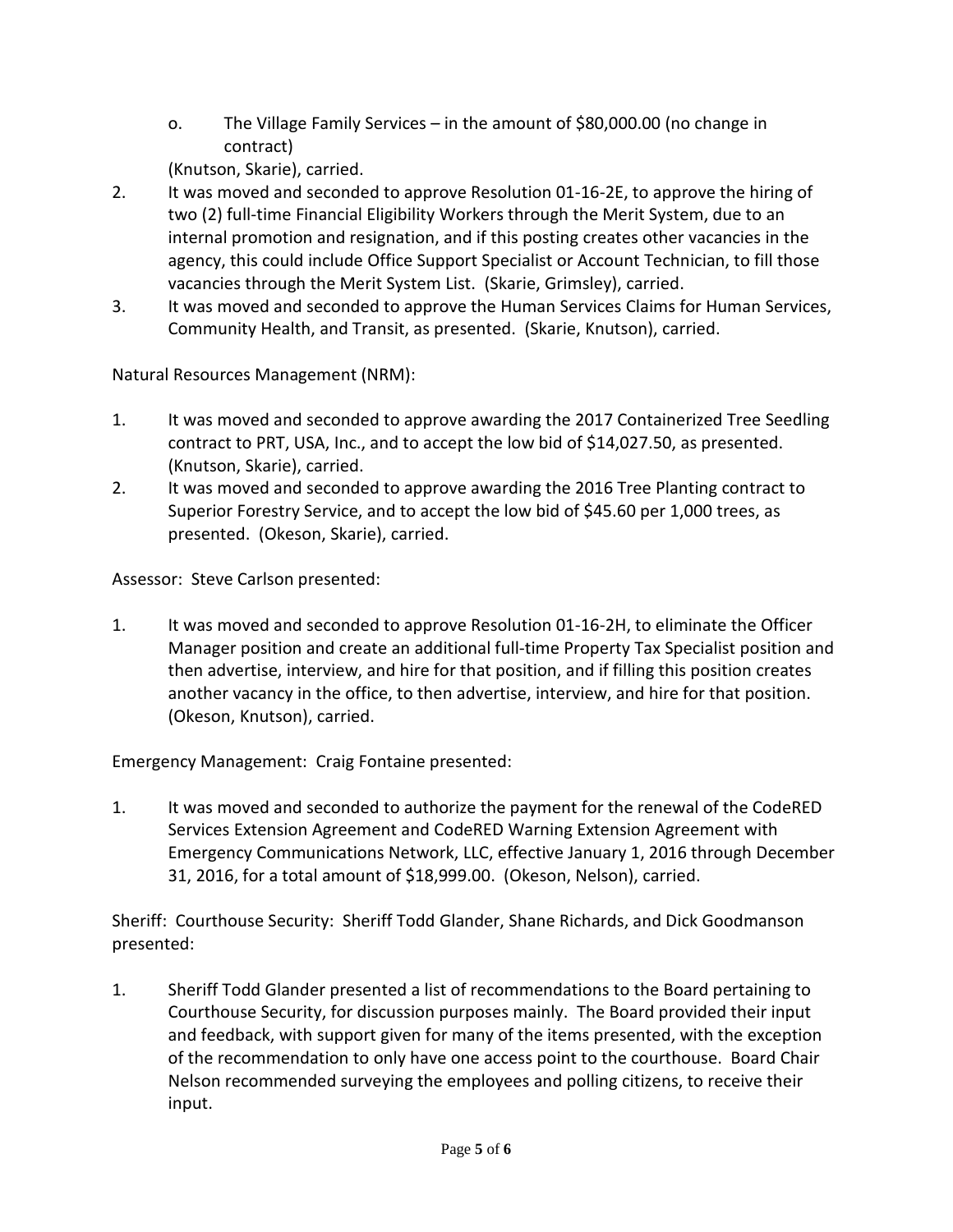o. The Village Family Services – in the amount of $80,000.00 (no change in contract)

(Knutson, Skarie), carried.

2. It was moved and seconded to approve Resolution 01-16-2E, to approve the hiring of two (2) full-time Financial Eligibility Workers through the Merit System, due to an internal promotion and resignation, and if this posting creates other vacancies in the agency, this could include Office Support Specialist or Account Technician, to fill those vacancies through the Merit System List. (Skarie, Grimsley), carried.
3. It was moved and seconded to approve the Human Services Claims for Human Services, Community Health, and Transit, as presented. (Skarie, Knutson), carried.

Natural Resources Management (NRM):

1. It was moved and seconded to approve awarding the 2017 Containerized Tree Seedling contract to PRT, USA, Inc., and to accept the low bid of $14,027.50, as presented. (Knutson, Skarie), carried.
2. It was moved and seconded to approve awarding the 2016 Tree Planting contract to Superior Forestry Service, and to accept the low bid of $45.60 per 1,000 trees, as presented. (Okeson, Skarie), carried.

Assessor: Steve Carlson presented:

1. It was moved and seconded to approve Resolution 01-16-2H, to eliminate the Officer Manager position and create an additional full-time Property Tax Specialist position and then advertise, interview, and hire for that position, and if filling this position creates another vacancy in the office, to then advertise, interview, and hire for that position. (Okeson, Knutson), carried.

Emergency Management: Craig Fontaine presented:

1. It was moved and seconded to authorize the payment for the renewal of the CodeRED Services Extension Agreement and CodeRED Warning Extension Agreement with Emergency Communications Network, LLC, effective January 1, 2016 through December 31, 2016, for a total amount of $18,999.00. (Okeson, Nelson), carried.

Sheriff: Courthouse Security: Sheriff Todd Glander, Shane Richards, and Dick Goodmanson presented:

1. Sheriff Todd Glander presented a list of recommendations to the Board pertaining to Courthouse Security, for discussion purposes mainly. The Board provided their input and feedback, with support given for many of the items presented, with the exception of the recommendation to only have one access point to the courthouse. Board Chair Nelson recommended surveying the employees and polling citizens, to receive their input.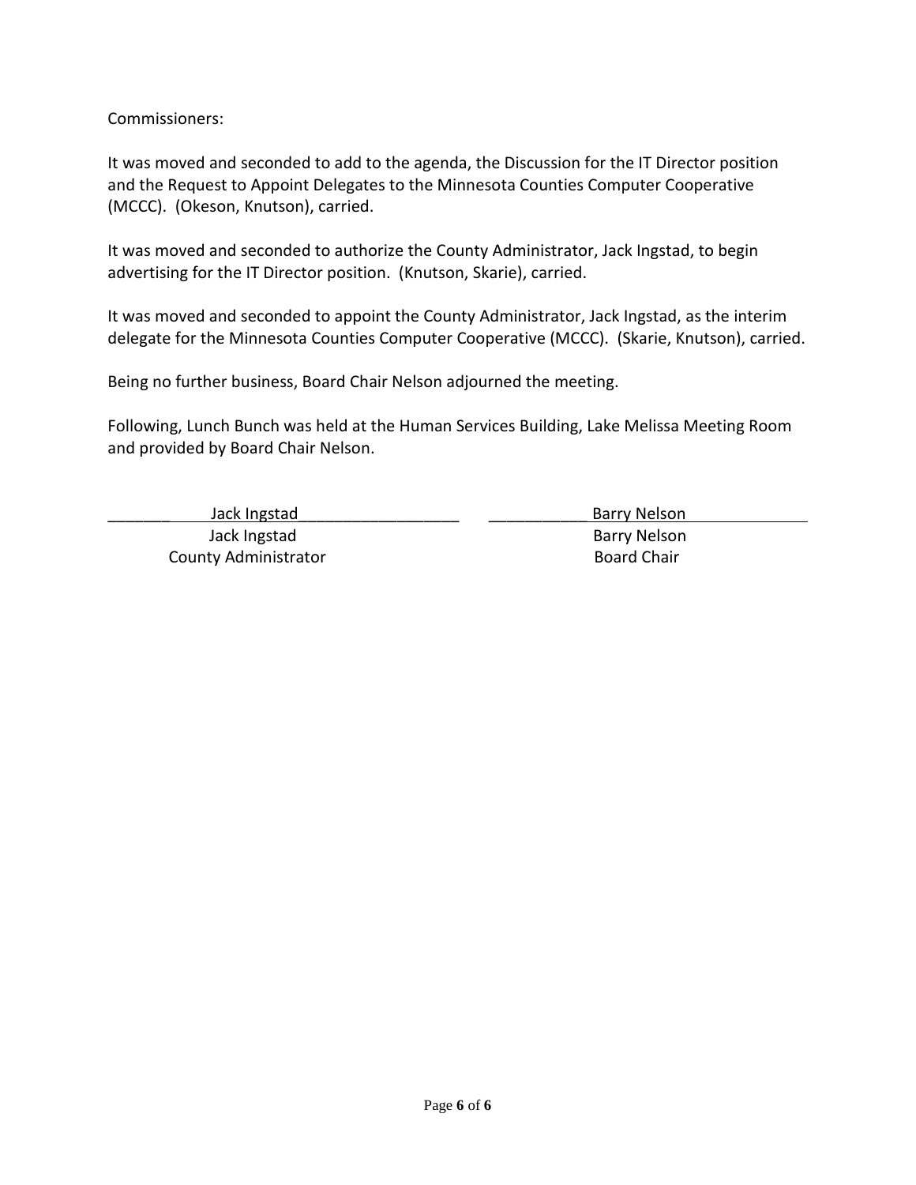Commissioners:

It was moved and seconded to add to the agenda, the Discussion for the IT Director position and the Request to Appoint Delegates to the Minnesota Counties Computer Cooperative (MCCC). (Okeson, Knutson), carried.

It was moved and seconded to authorize the County Administrator, Jack Ingstad, to begin advertising for the IT Director position. (Knutson, Skarie), carried.

It was moved and seconded to appoint the County Administrator, Jack Ingstad, as the interim delegate for the Minnesota Counties Computer Cooperative (MCCC). (Skarie, Knutson), carried.

Being no further business, Board Chair Nelson adjourned the meeting.

Following, Lunch Bunch was held at the Human Services Building, Lake Melissa Meeting Room and provided by Board Chair Nelson.

| | |
|---|---|
| Jack Ingstad | Barry Nelson |
| Jack Ingstad | Barry Nelson |
| County Administrator | Board Chair |